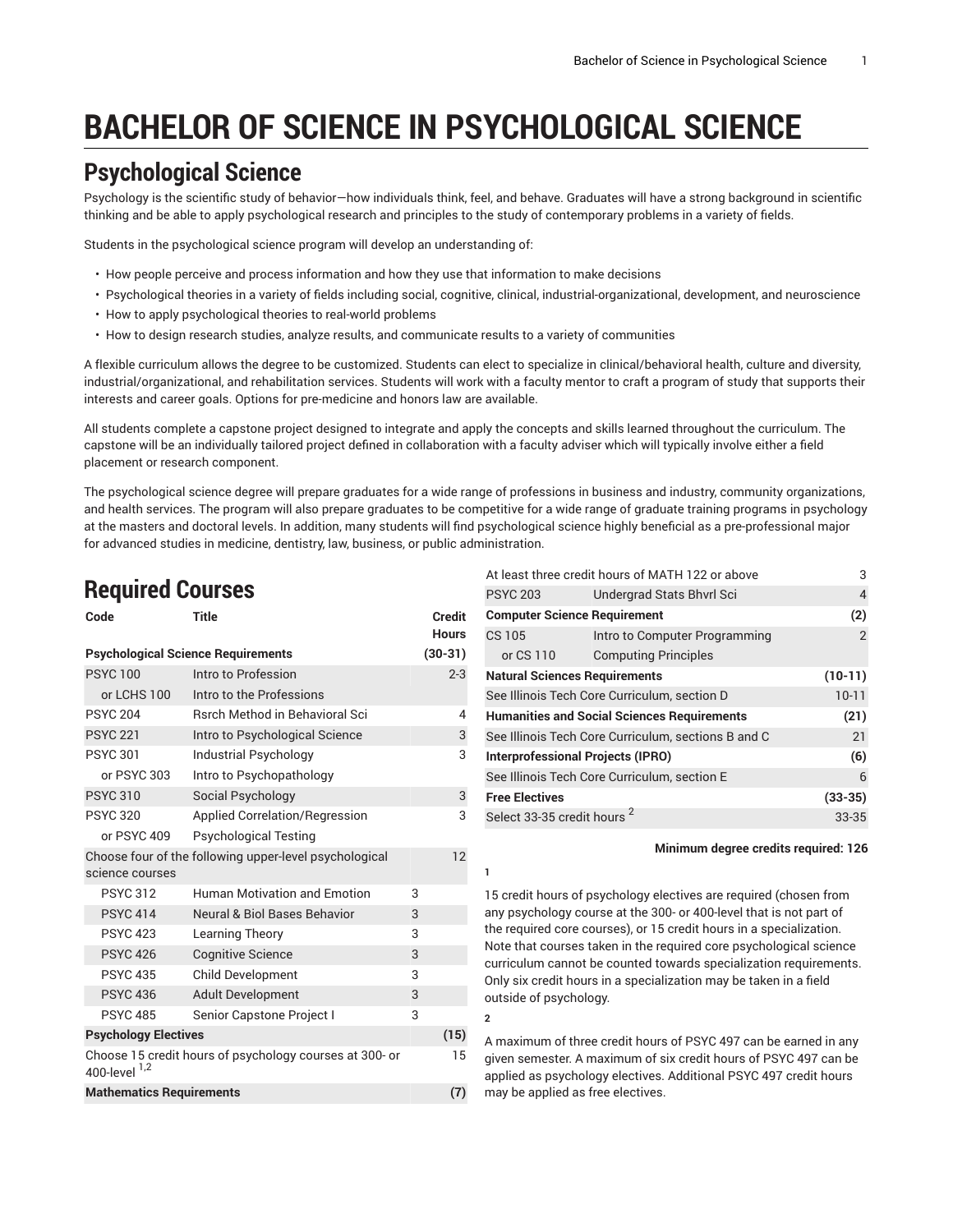# BACHELOR OF SCIENCE IN PSYCHOLOGICAL SCIENCE

## Psychological Science

Psychology is the scientific study of behavior—how individuals think, feel, and behave. Graduates will have a strong background in scientific thinking and be able to apply psychological research and principles to the study of contemporary problems in a variety of fields.

Students in the psychological science program will develop an understanding of:

- How people perceive and process information and how they use that information to make decisions
- Psychological theories in a variety of fields including social, cognitive, clinical, industrial-organizational, development, and neuroscience
- How to apply psychological theories to real-world problems
- How to design research studies, analyze results, and communicate results to a variety of communities

A flexible curriculum allows the degree to be customized. Students can elect to specialize in clinical/behavioral health, culture and diversity, industrial/organizational, and rehabilitation services. Students will work with a faculty mentor to craft a program of study that supports their interests and career goals. Options for pre-medicine and honors law are available.

All students complete a capstone project designed to integrate and apply the concepts and skills learned throughout the curriculum. The capstone will be an individually tailored project defined in collaboration with a faculty adviser which will typically involve either a field placement or research component.

The psychological science degree will prepare graduates for a wide range of professions in business and industry, community organizations, and health services. The program will also prepare graduates to be competitive for a wide range of graduate training programs in psychology at the masters and doctoral levels. In addition, many students will find psychological science highly beneficial as a pre-professional major for advanced studies in medicine, dentistry, law, business, or public administration.

## Required Courses

| Code | Title | | Credit Hours |
|---|---|---|---|
| **Psychological Science Requirements** | | | **(30-31)** |
| PSYC 100 | Intro to Profession | | 2-3 |
| or LCHS 100 | Intro to the Professions | | |
| PSYC 204 | Rsrch Method in Behavioral Sci | | 4 |
| PSYC 221 | Intro to Psychological Science | | 3 |
| PSYC 301 | Industrial Psychology | | 3 |
| or PSYC 303 | Intro to Psychopathology | | |
| PSYC 310 | Social Psychology | | 3 |
| PSYC 320 | Applied Correlation/Regression | | 3 |
| or PSYC 409 | Psychological Testing | | |
| Choose four of the following upper-level psychological science courses | | | 12 |
| PSYC 312 | Human Motivation and Emotion | 3 | |
| PSYC 414 | Neural & Biol Bases Behavior | 3 | |
| PSYC 423 | Learning Theory | 3 | |
| PSYC 426 | Cognitive Science | 3 | |
| PSYC 435 | Child Development | 3 | |
| PSYC 436 | Adult Development | 3 | |
| PSYC 485 | Senior Capstone Project I | 3 | |
| **Psychology Electives** | | | **(15)** |
| Choose 15 credit hours of psychology courses at 300- or 400-level [1,2] | | | 15 |
| **Mathematics Requirements** | | | **(7)** |
| At least three credit hours of MATH 122 or above | | | 3 |
| PSYC 203 | Undergrad Stats Bhvrl Sci | | 4 |
| **Computer Science Requirement** | | | **(2)** |
| CS 105 | Intro to Computer Programming | | 2 |
| or CS 110 | Computing Principles | | |
| **Natural Sciences Requirements** | | | **(10-11)** |
| See Illinois Tech Core Curriculum, section D | | | 10-11 |
| **Humanities and Social Sciences Requirements** | | | **(21)** |
| See Illinois Tech Core Curriculum, sections B and C | | | 21 |
| **Interprofessional Projects (IPRO)** | | | **(6)** |
| See Illinois Tech Core Curriculum, section E | | | 6 |
| **Free Electives** | | | **(33-35)** |
| Select 33-35 credit hours [2] | | | 33-35 |

**Minimum degree credits required: 126**

**1**

15 credit hours of psychology electives are required (chosen from any psychology course at the 300- or 400-level that is not part of the required core courses), or 15 credit hours in a specialization. Note that courses taken in the required core psychological science curriculum cannot be counted towards specialization requirements. Only six credit hours in a specialization may be taken in a field outside of psychology.

**2**

A maximum of three credit hours of PSYC 497 can be earned in any given semester. A maximum of six credit hours of PSYC 497 can be applied as psychology electives. Additional PSYC 497 credit hours may be applied as free electives.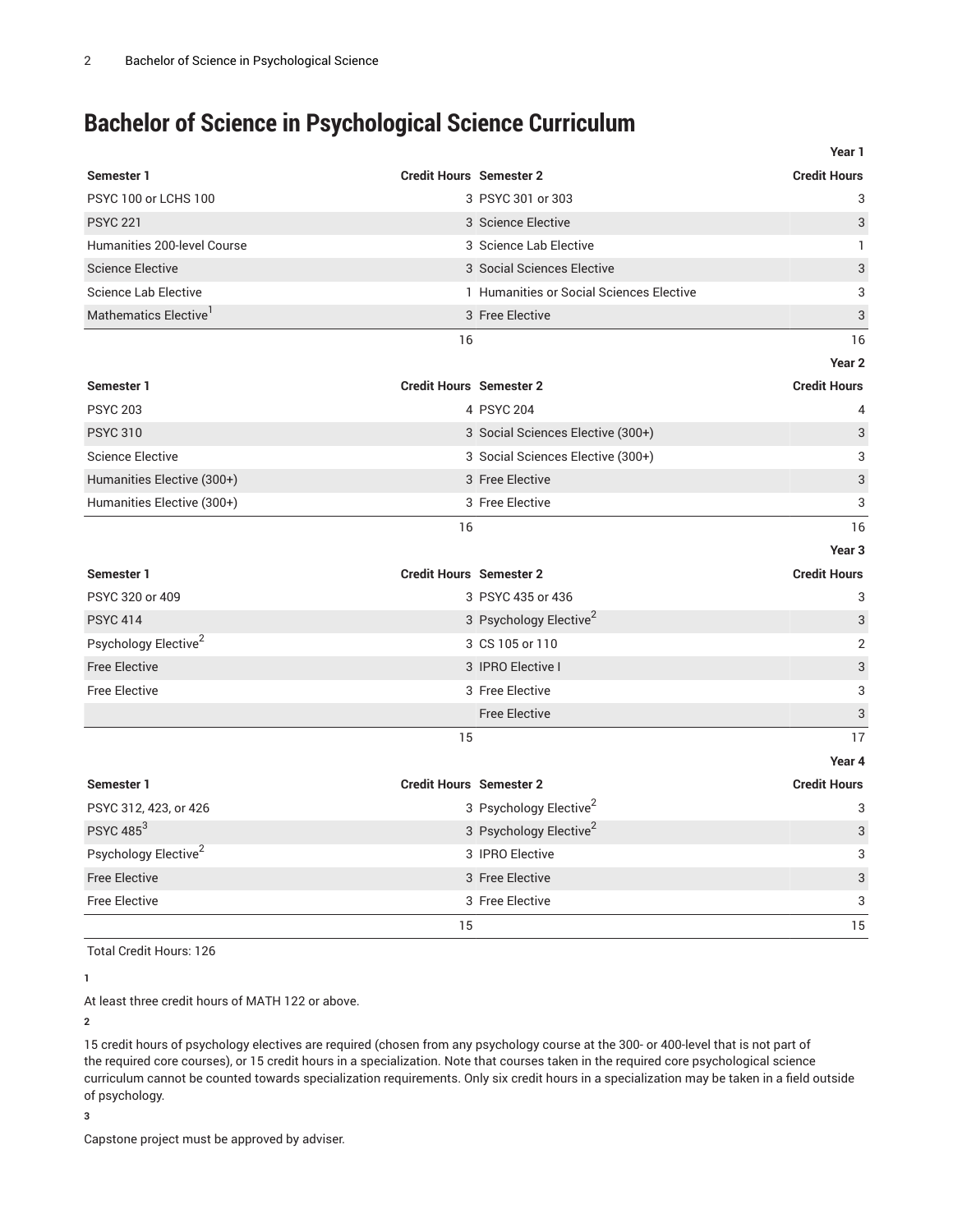# Bachelor of Science in Psychological Science Curriculum

| | | | Year 1 |
|---|---|---|---|
| **Semester 1** | **Credit Hours** | **Semester 2** | **Credit Hours** |
| PSYC 100 or LCHS 100 | 3 | PSYC 301 or 303 | 3 |
| PSYC 221 | 3 | Science Elective | 3 |
| Humanities 200-level Course | 3 | Science Lab Elective | 1 |
| Science Elective | 3 | Social Sciences Elective | 3 |
| Science Lab Elective | 1 | Humanities or Social Sciences Elective | 3 |
| Mathematics Elective[1] | 3 | Free Elective | 3 |
| | 16 | | 16 |

| | | | Year 2 |
|---|---|---|---|
| **Semester 1** | **Credit Hours** | **Semester 2** | **Credit Hours** |
| PSYC 203 | 4 | PSYC 204 | 4 |
| PSYC 310 | 3 | Social Sciences Elective (300+) | 3 |
| Science Elective | 3 | Social Sciences Elective (300+) | 3 |
| Humanities Elective (300+) | 3 | Free Elective | 3 |
| Humanities Elective (300+) | 3 | Free Elective | 3 |
| | 16 | | 16 |

| | | | Year 3 |
|---|---|---|---|
| **Semester 1** | **Credit Hours** | **Semester 2** | **Credit Hours** |
| PSYC 320 or 409 | 3 | PSYC 435 or 436 | 3 |
| PSYC 414 | 3 | Psychology Elective[2] | 3 |
| Psychology Elective[2] | 3 | CS 105 or 110 | 2 |
| Free Elective | 3 | IPRO Elective I | 3 |
| Free Elective | 3 | Free Elective | 3 |
| | | Free Elective | 3 |
| | 15 | | 17 |

| | | | Year 4 |
|---|---|---|---|
| **Semester 1** | **Credit Hours** | **Semester 2** | **Credit Hours** |
| PSYC 312, 423, or 426 | 3 | Psychology Elective[2] | 3 |
| PSYC 485[3] | 3 | Psychology Elective[2] | 3 |
| Psychology Elective[2] | 3 | IPRO Elective | 3 |
| Free Elective | 3 | Free Elective | 3 |
| Free Elective | 3 | Free Elective | 3 |
| | 15 | | 15 |

Total Credit Hours: 126

**1**

At least three credit hours of MATH 122 or above.

**2**

15 credit hours of psychology electives are required (chosen from any psychology course at the 300- or 400-level that is not part of the required core courses), or 15 credit hours in a specialization. Note that courses taken in the required core psychological science curriculum cannot be counted towards specialization requirements. Only six credit hours in a specialization may be taken in a field outside of psychology.

**3**

Capstone project must be approved by adviser.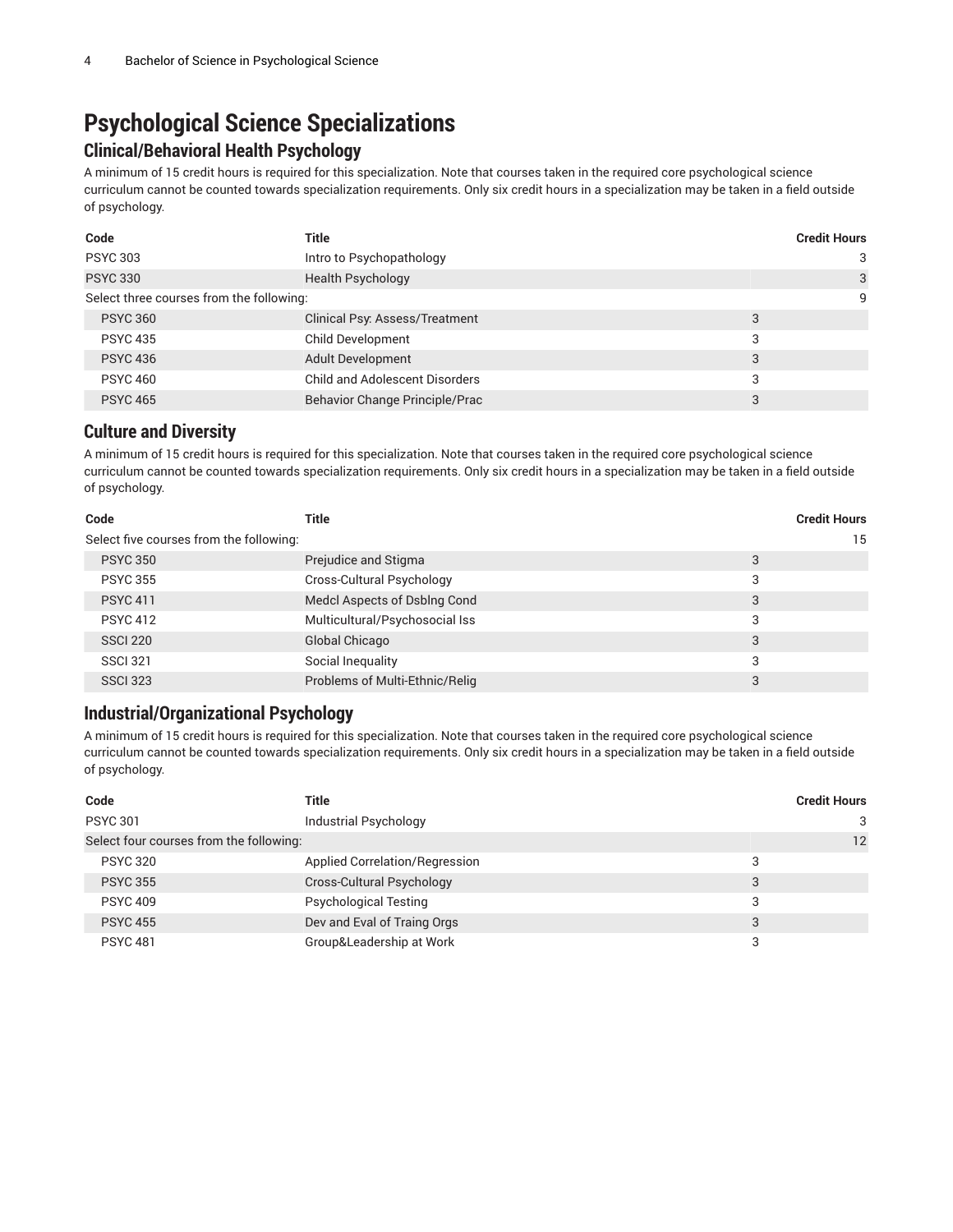# Psychological Science Specializations

## Clinical/Behavioral Health Psychology

A minimum of 15 credit hours is required for this specialization. Note that courses taken in the required core psychological science curriculum cannot be counted towards specialization requirements. Only six credit hours in a specialization may be taken in a field outside of psychology.

| Code | Title | | Credit Hours |
|---|---|---|---|
| PSYC 303 | Intro to Psychopathology | | 3 |
| PSYC 330 | Health Psychology | | 3 |
| Select three courses from the following: | | | 9 |
| PSYC 360 | Clinical Psy: Assess/Treatment | 3 | |
| PSYC 435 | Child Development | 3 | |
| PSYC 436 | Adult Development | 3 | |
| PSYC 460 | Child and Adolescent Disorders | 3 | |
| PSYC 465 | Behavior Change Principle/Prac | 3 | |

## Culture and Diversity

A minimum of 15 credit hours is required for this specialization. Note that courses taken in the required core psychological science curriculum cannot be counted towards specialization requirements. Only six credit hours in a specialization may be taken in a field outside of psychology.

| Code | Title | | Credit Hours |
|---|---|---|---|
| Select five courses from the following: | | | 15 |
| PSYC 350 | Prejudice and Stigma | 3 | |
| PSYC 355 | Cross-Cultural Psychology | 3 | |
| PSYC 411 | Medcl Aspects of Dsblng Cond | 3 | |
| PSYC 412 | Multicultural/Psychosocial Iss | 3 | |
| SSCI 220 | Global Chicago | 3 | |
| SSCI 321 | Social Inequality | 3 | |
| SSCI 323 | Problems of Multi-Ethnic/Relig | 3 | |

## Industrial/Organizational Psychology

A minimum of 15 credit hours is required for this specialization. Note that courses taken in the required core psychological science curriculum cannot be counted towards specialization requirements. Only six credit hours in a specialization may be taken in a field outside of psychology.

| Code | Title | | Credit Hours |
|---|---|---|---|
| PSYC 301 | Industrial Psychology | | 3 |
| Select four courses from the following: | | | 12 |
| PSYC 320 | Applied Correlation/Regression | 3 | |
| PSYC 355 | Cross-Cultural Psychology | 3 | |
| PSYC 409 | Psychological Testing | 3 | |
| PSYC 455 | Dev and Eval of Traing Orgs | 3 | |
| PSYC 481 | Group&Leadership at Work | 3 | |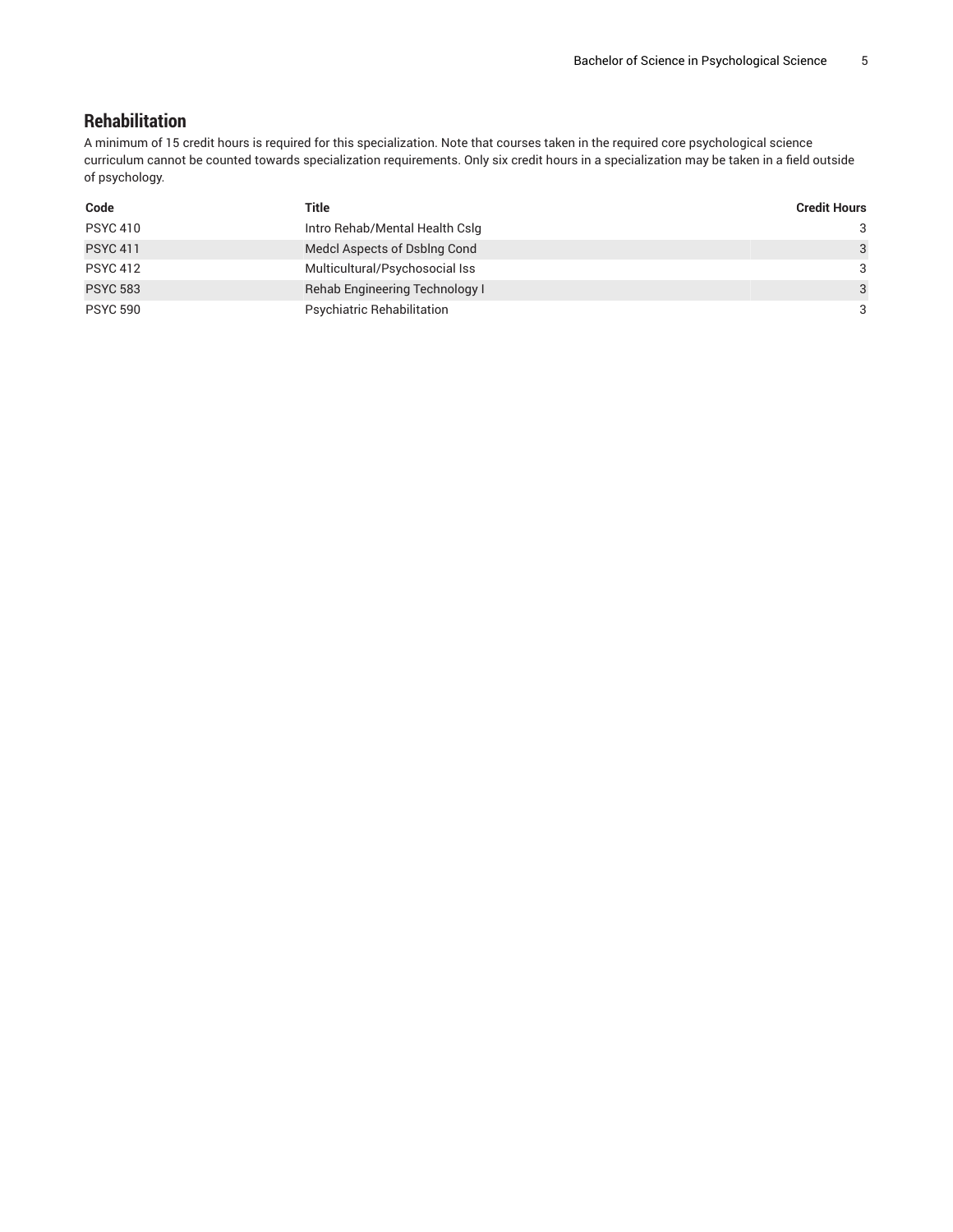## Rehabilitation

A minimum of 15 credit hours is required for this specialization. Note that courses taken in the required core psychological science curriculum cannot be counted towards specialization requirements. Only six credit hours in a specialization may be taken in a field outside of psychology.

| Code | Title | Credit Hours |
|---|---|---|
| PSYC 410 | Intro Rehab/Mental Health Cslg | 3 |
| PSYC 411 | Medcl Aspects of Dsblng Cond | 3 |
| PSYC 412 | Multicultural/Psychosocial Iss | 3 |
| PSYC 583 | Rehab Engineering Technology I | 3 |
| PSYC 590 | Psychiatric Rehabilitation | 3 |